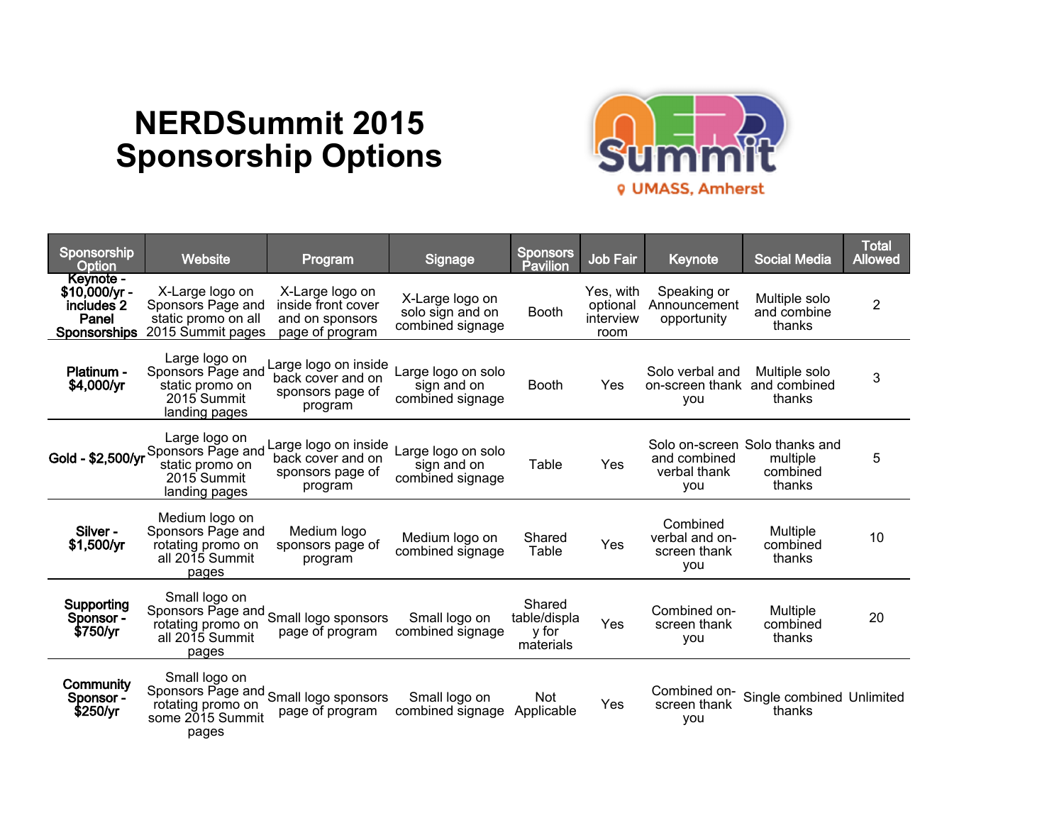# NERDSummit 2015 Sponsorship Options

| Sponsorship Option | Website | Program | Signage | Sponsors Pavilion | Job Fair | Keynote | Social Media | Total Allowed |
|---|---|---|---|---|---|---|---|---|
| **Keynote - $10,000/yr - includes 2 Panel Sponsorships** | X-Large logo on Sponsors Page and static promo on all 2015 Summit pages | X-Large logo on inside front cover and on sponsors page of program | X-Large logo on solo sign and on combined signage | Booth | Yes, with optional interview room | Speaking or Announcement opportunity | Multiple solo and combine thanks | 2 |
| **Platinum - $4,000/yr** | Large logo on Sponsors Page and static promo on 2015 Summit landing pages | Large logo on inside back cover and on sponsors page of program | Large logo on solo sign and on combined signage | Booth | Yes | Solo verbal and on-screen thank you | Multiple solo and combined thanks | 3 |
| **Gold - $2,500/yr** | Large logo on Sponsors Page and static promo on 2015 Summit landing pages | Large logo on inside back cover and on sponsors page of program | Large logo on solo sign and on combined signage | Table | Yes | Solo on-screen and combined verbal thank you | Solo thanks and multiple combined thanks | 5 |
| **Silver - $1,500/yr** | Medium logo on Sponsors Page and rotating promo on all 2015 Summit pages | Medium logo sponsors page of program | Medium logo on combined signage | Shared Table | Yes | Combined verbal and on-screen thank you | Multiple combined thanks | 10 |
| **Supporting Sponsor - $750/yr** | Small logo on Sponsors Page and rotating promo on all 2015 Summit pages | Small logo sponsors page of program | Small logo on combined signage | Shared table/display for materials | Yes | Combined on-screen thank you | Multiple combined thanks | 20 |
| **Community Sponsor - $250/yr** | Small logo on Sponsors Page and rotating promo on some 2015 Summit pages | Small logo sponsors page of program | Small logo on combined signage | Not Applicable | Yes | Combined on-screen thank you | Single combined thanks | Unlimited |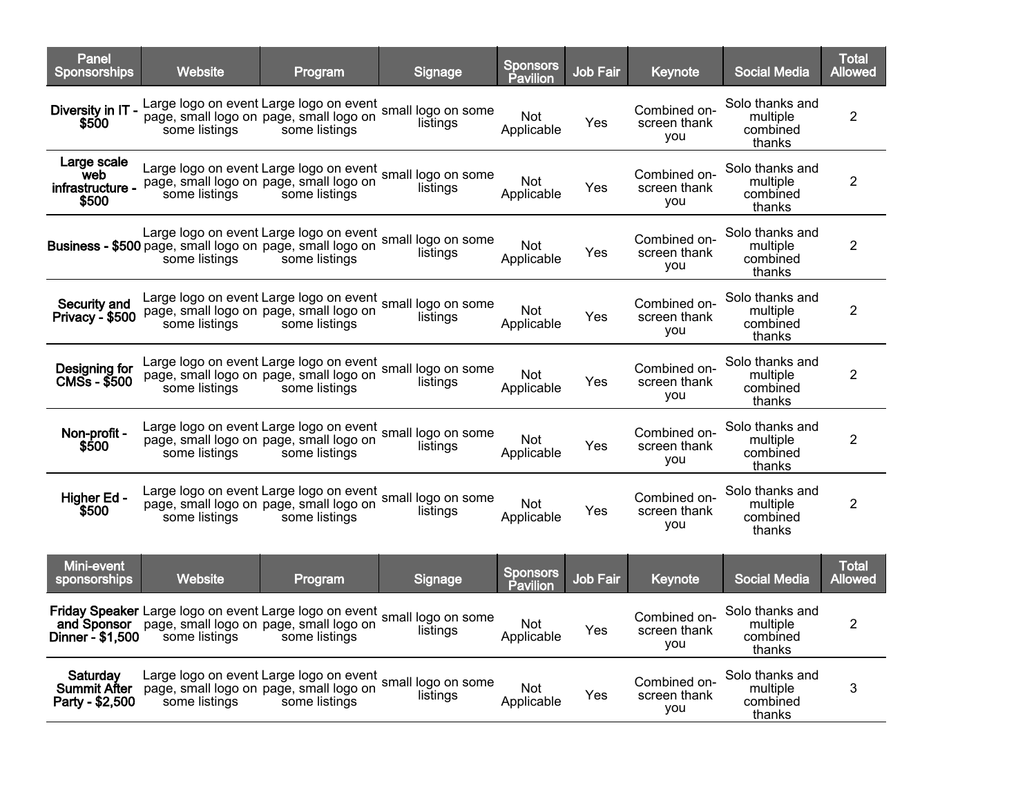| Panel Sponsorships | Website | Program | Signage | Sponsors Pavilion | Job Fair | Keynote | Social Media | Total Allowed |
|---|---|---|---|---|---|---|---|---|
| **Diversity in IT - $500** | Large logo on event page, small logo on some listings | Large logo on event page, small logo on some listings | small logo on some listings | Not Applicable | Yes | Combined on-screen thank you | Solo thanks and multiple combined thanks | 2 |
| **Large scale web infrastructure - $500** | Large logo on event page, small logo on some listings | Large logo on event page, small logo on some listings | small logo on some listings | Not Applicable | Yes | Combined on-screen thank you | Solo thanks and multiple combined thanks | 2 |
| **Business - $500** | Large logo on event page, small logo on some listings | Large logo on event page, small logo on some listings | small logo on some listings | Not Applicable | Yes | Combined on-screen thank you | Solo thanks and multiple combined thanks | 2 |
| **Security and Privacy - $500** | Large logo on event page, small logo on some listings | Large logo on event page, small logo on some listings | small logo on some listings | Not Applicable | Yes | Combined on-screen thank you | Solo thanks and multiple combined thanks | 2 |
| **Designing for CMSs - $500** | Large logo on event page, small logo on some listings | Large logo on event page, small logo on some listings | small logo on some listings | Not Applicable | Yes | Combined on-screen thank you | Solo thanks and multiple combined thanks | 2 |
| **Non-profit - $500** | Large logo on event page, small logo on some listings | Large logo on event page, small logo on some listings | small logo on some listings | Not Applicable | Yes | Combined on-screen thank you | Solo thanks and multiple combined thanks | 2 |
| **Higher Ed - $500** | Large logo on event page, small logo on some listings | Large logo on event page, small logo on some listings | small logo on some listings | Not Applicable | Yes | Combined on-screen thank you | Solo thanks and multiple combined thanks | 2 |

| Mini-event sponsorships | Website | Program | Signage | Sponsors Pavilion | Job Fair | Keynote | Social Media | Total Allowed |
|---|---|---|---|---|---|---|---|---|
| **Friday Speaker and Sponsor Dinner - $1,500** | Large logo on event page, small logo on some listings | Large logo on event page, small logo on some listings | small logo on some listings | Not Applicable | Yes | Combined on-screen thank you | Solo thanks and multiple combined thanks | 2 |
| **Saturday Summit After Party - $2,500** | Large logo on event page, small logo on some listings | Large logo on event page, small logo on some listings | small logo on some listings | Not Applicable | Yes | Combined on-screen thank you | Solo thanks and multiple combined thanks | 3 |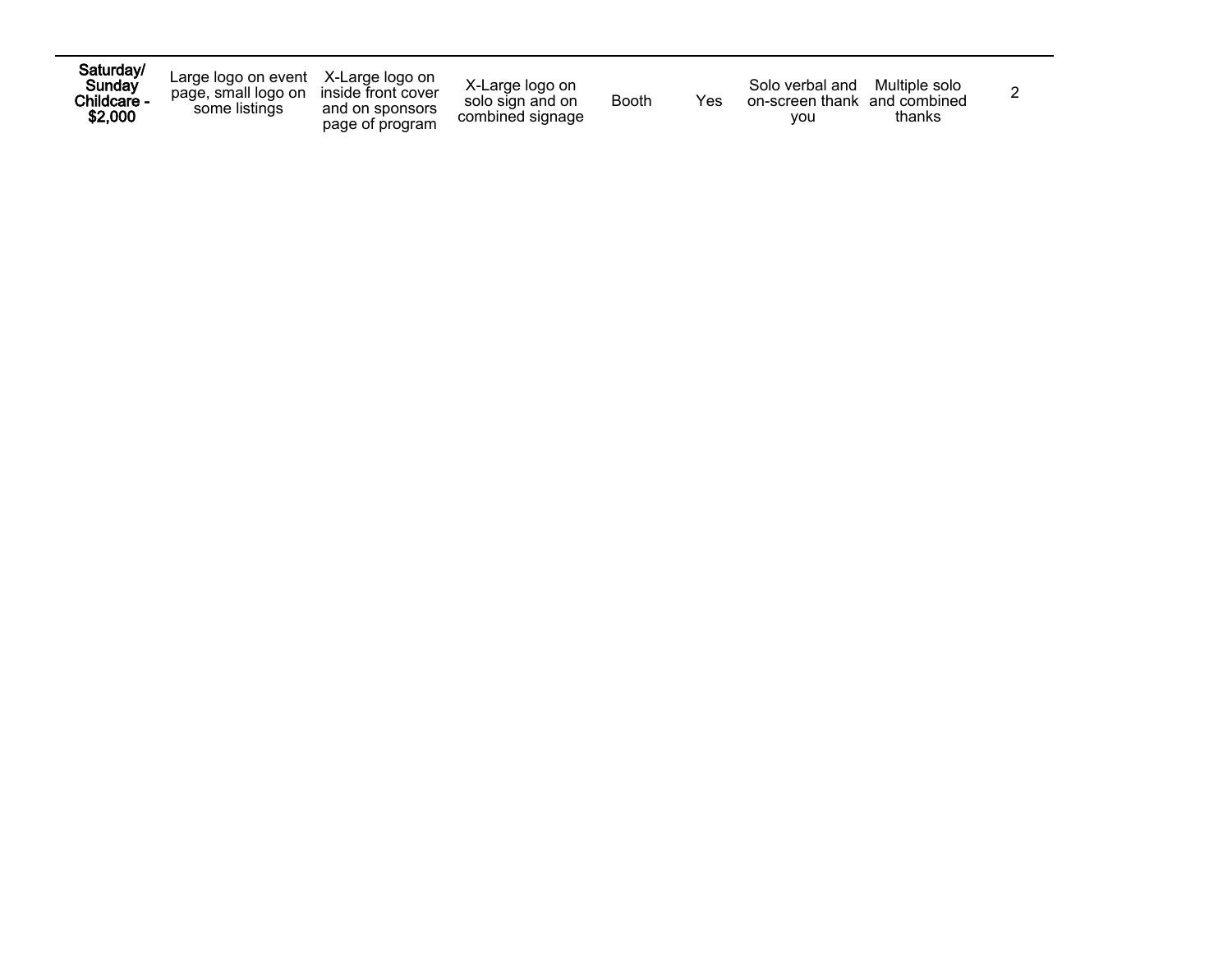| | | | | | | | | |
|---|---|---|---|---|---|---|---|---|
| **Saturday/ Sunday Childcare - $2,000** | Large logo on event page, small logo on some listings | X-Large logo on inside front cover and on sponsors page of program | X-Large logo on solo sign and on combined signage | Booth | Yes | Solo verbal and on-screen thank you | Multiple solo and combined thanks | 2 |